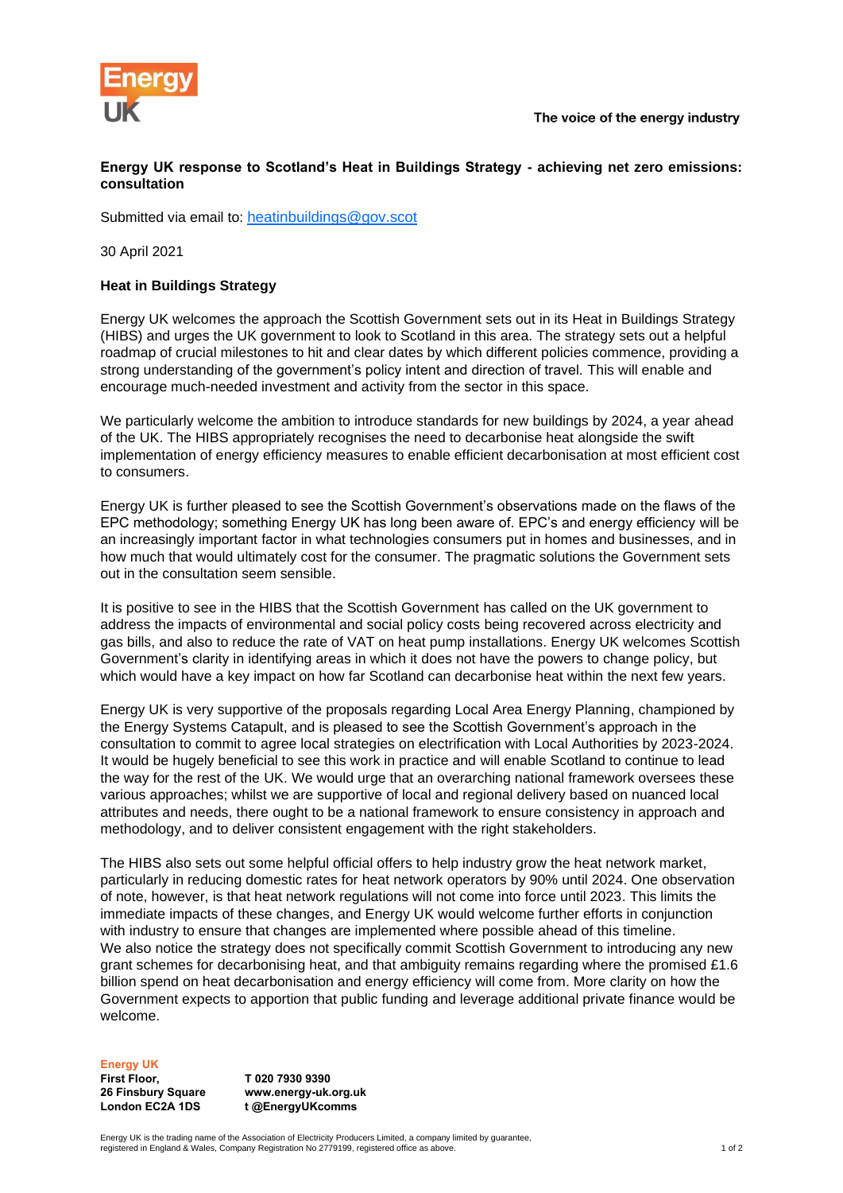The voice of the energy industry

**Energy UK response to Scotland's Heat in Buildings Strategy - achieving net zero emissions: consultation**

Submitted via email to: heatinbuildings@gov.scot

30 April 2021

**Heat in Buildings Strategy**

Energy UK welcomes the approach the Scottish Government sets out in its Heat in Buildings Strategy (HIBS) and urges the UK government to look to Scotland in this area. The strategy sets out a helpful roadmap of crucial milestones to hit and clear dates by which different policies commence, providing a strong understanding of the government's policy intent and direction of travel. This will enable and encourage much-needed investment and activity from the sector in this space.

We particularly welcome the ambition to introduce standards for new buildings by 2024, a year ahead of the UK. The HIBS appropriately recognises the need to decarbonise heat alongside the swift implementation of energy efficiency measures to enable efficient decarbonisation at most efficient cost to consumers.

Energy UK is further pleased to see the Scottish Government's observations made on the flaws of the EPC methodology; something Energy UK has long been aware of. EPC's and energy efficiency will be an increasingly important factor in what technologies consumers put in homes and businesses, and in how much that would ultimately cost for the consumer. The pragmatic solutions the Government sets out in the consultation seem sensible.

It is positive to see in the HIBS that the Scottish Government has called on the UK government to address the impacts of environmental and social policy costs being recovered across electricity and gas bills, and also to reduce the rate of VAT on heat pump installations. Energy UK welcomes Scottish Government's clarity in identifying areas in which it does not have the powers to change policy, but which would have a key impact on how far Scotland can decarbonise heat within the next few years.

Energy UK is very supportive of the proposals regarding Local Area Energy Planning, championed by the Energy Systems Catapult, and is pleased to see the Scottish Government's approach in the consultation to commit to agree local strategies on electrification with Local Authorities by 2023-2024. It would be hugely beneficial to see this work in practice and will enable Scotland to continue to lead the way for the rest of the UK. We would urge that an overarching national framework oversees these various approaches; whilst we are supportive of local and regional delivery based on nuanced local attributes and needs, there ought to be a national framework to ensure consistency in approach and methodology, and to deliver consistent engagement with the right stakeholders.

The HIBS also sets out some helpful official offers to help industry grow the heat network market, particularly in reducing domestic rates for heat network operators by 90% until 2024. One observation of note, however, is that heat network regulations will not come into force until 2023. This limits the immediate impacts of these changes, and Energy UK would welcome further efforts in conjunction with industry to ensure that changes are implemented where possible ahead of this timeline.
We also notice the strategy does not specifically commit Scottish Government to introducing any new grant schemes for decarbonising heat, and that ambiguity remains regarding where the promised £1.6 billion spend on heat decarbonisation and energy efficiency will come from. More clarity on how the Government expects to apportion that public funding and leverage additional private finance would be welcome.

**Energy UK**
**First Floor,**
**26 Finsbury Square**
**London EC2A 1DS**

**T 020 7930 9390**
**www.energy-uk.org.uk**
**t @EnergyUKcomms**

Energy UK is the trading name of the Association of Electricity Producers Limited, a company limited by guarantee, registered in England & Wales, Company Registration No 2779199, registered office as above.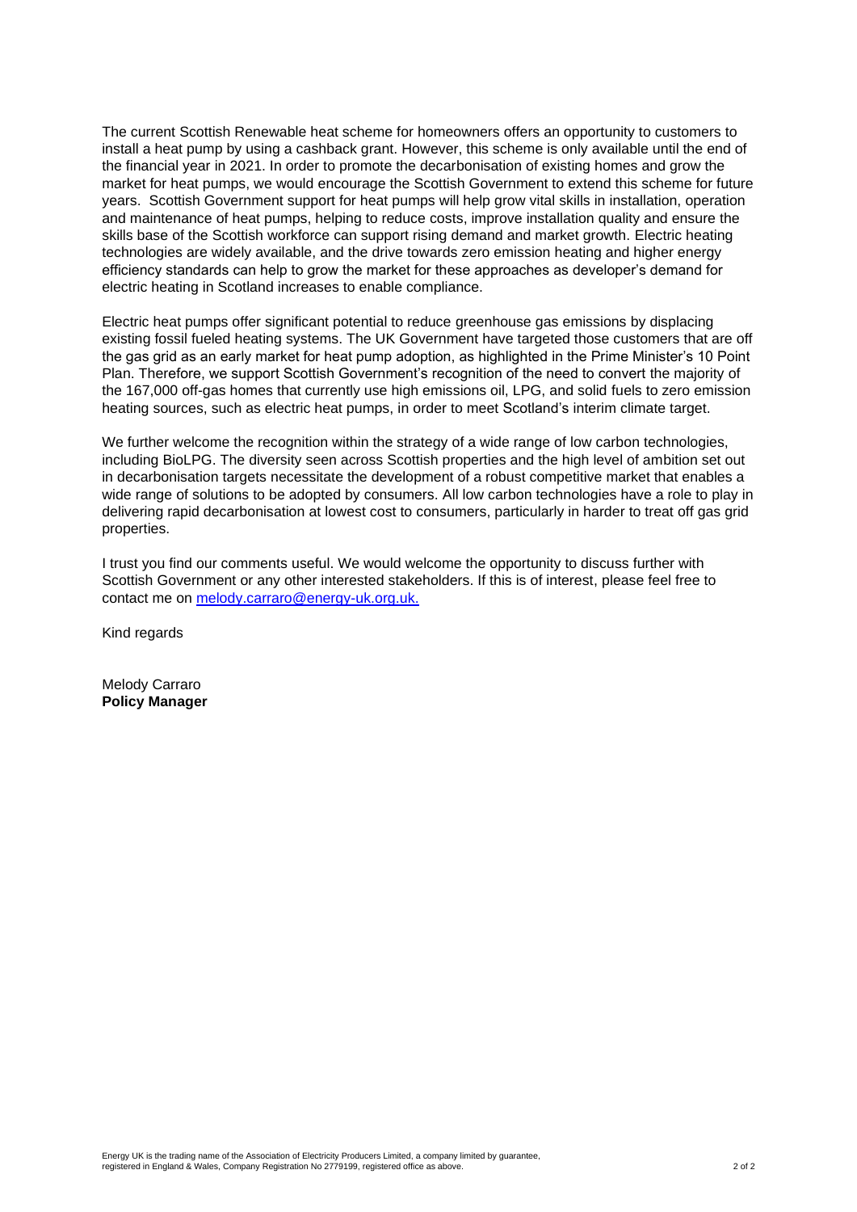The current Scottish Renewable heat scheme for homeowners offers an opportunity to customers to install a heat pump by using a cashback grant. However, this scheme is only available until the end of the financial year in 2021. In order to promote the decarbonisation of existing homes and grow the market for heat pumps, we would encourage the Scottish Government to extend this scheme for future years. Scottish Government support for heat pumps will help grow vital skills in installation, operation and maintenance of heat pumps, helping to reduce costs, improve installation quality and ensure the skills base of the Scottish workforce can support rising demand and market growth. Electric heating technologies are widely available, and the drive towards zero emission heating and higher energy efficiency standards can help to grow the market for these approaches as developer's demand for electric heating in Scotland increases to enable compliance.

Electric heat pumps offer significant potential to reduce greenhouse gas emissions by displacing existing fossil fueled heating systems. The UK Government have targeted those customers that are off the gas grid as an early market for heat pump adoption, as highlighted in the Prime Minister's 10 Point Plan. Therefore, we support Scottish Government's recognition of the need to convert the majority of the 167,000 off-gas homes that currently use high emissions oil, LPG, and solid fuels to zero emission heating sources, such as electric heat pumps, in order to meet Scotland's interim climate target.

We further welcome the recognition within the strategy of a wide range of low carbon technologies, including BioLPG. The diversity seen across Scottish properties and the high level of ambition set out in decarbonisation targets necessitate the development of a robust competitive market that enables a wide range of solutions to be adopted by consumers. All low carbon technologies have a role to play in delivering rapid decarbonisation at lowest cost to consumers, particularly in harder to treat off gas grid properties.

I trust you find our comments useful. We would welcome the opportunity to discuss further with Scottish Government or any other interested stakeholders. If this is of interest, please feel free to contact me on melody.carraro@energy-uk.org.uk.

Kind regards

Melody Carraro
**Policy Manager**

Energy UK is the trading name of the Association of Electricity Producers Limited, a company limited by guarantee, registered in England & Wales, Company Registration No 2779199, registered office as above.